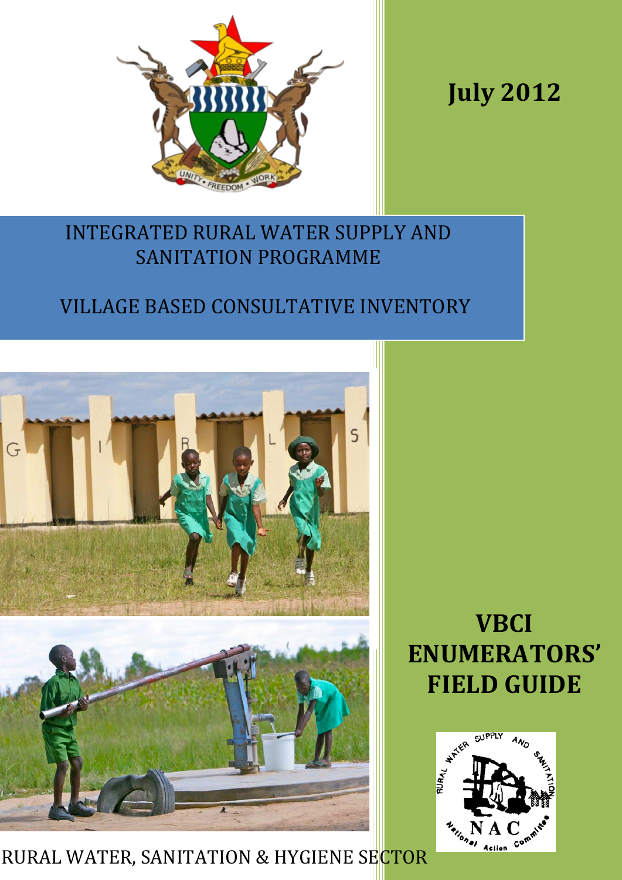July 2012

# INTEGRATED RURAL WATER SUPPLY AND SANITATION PROGRAMME

# VILLAGE BASED CONSULTATIVE INVENTORY

# VBCI ENUMERATORS' FIELD GUIDE

RURAL WATER, SANITATION & HYGIENE SECTOR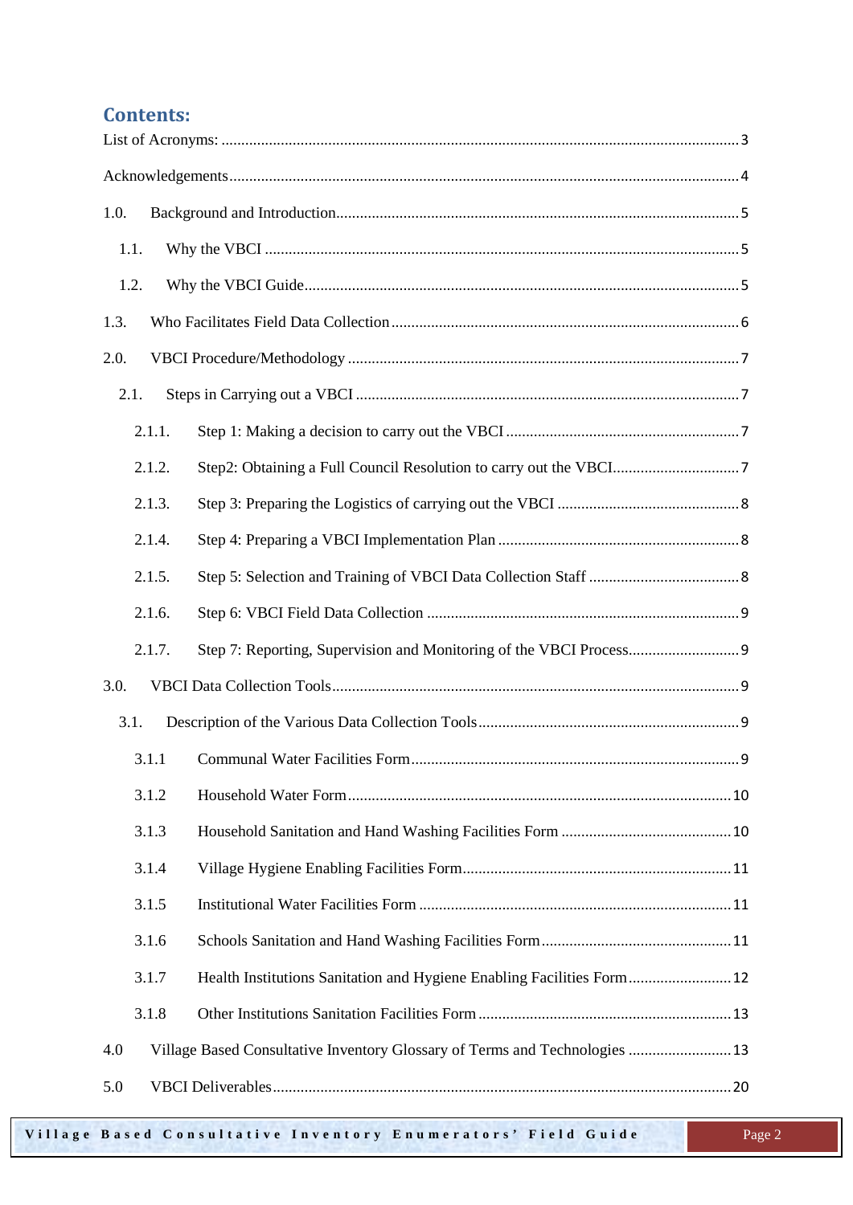## Contents:

List of Acronyms: 3

Acknowledgements 4

1.0. Background and Introduction 5

- 1.1. Why the VBCI 5
- 1.2. Why the VBCI Guide 5

1.3. Who Facilitates Field Data Collection 6

2.0. VBCI Procedure/Methodology 7

- 2.1. Steps in Carrying out a VBCI 7
  - 2.1.1. Step 1: Making a decision to carry out the VBCI 7
  - 2.1.2. Step2: Obtaining a Full Council Resolution to carry out the VBCI 7
  - 2.1.3. Step 3: Preparing the Logistics of carrying out the VBCI 8
  - 2.1.4. Step 4: Preparing a VBCI Implementation Plan 8
  - 2.1.5. Step 5: Selection and Training of VBCI Data Collection Staff 8
  - 2.1.6. Step 6: VBCI Field Data Collection 9
  - 2.1.7. Step 7: Reporting, Supervision and Monitoring of the VBCI Process 9

3.0. VBCI Data Collection Tools 9

- 3.1. Description of the Various Data Collection Tools 9
  - 3.1.1 Communal Water Facilities Form 9
  - 3.1.2 Household Water Form 10
  - 3.1.3 Household Sanitation and Hand Washing Facilities Form 10
  - 3.1.4 Village Hygiene Enabling Facilities Form 11
  - 3.1.5 Institutional Water Facilities Form 11
  - 3.1.6 Schools Sanitation and Hand Washing Facilities Form 11
  - 3.1.7 Health Institutions Sanitation and Hygiene Enabling Facilities Form 12
  - 3.1.8 Other Institutions Sanitation Facilities Form 13

4.0 Village Based Consultative Inventory Glossary of Terms and Technologies 13

5.0 VBCI Deliverables 20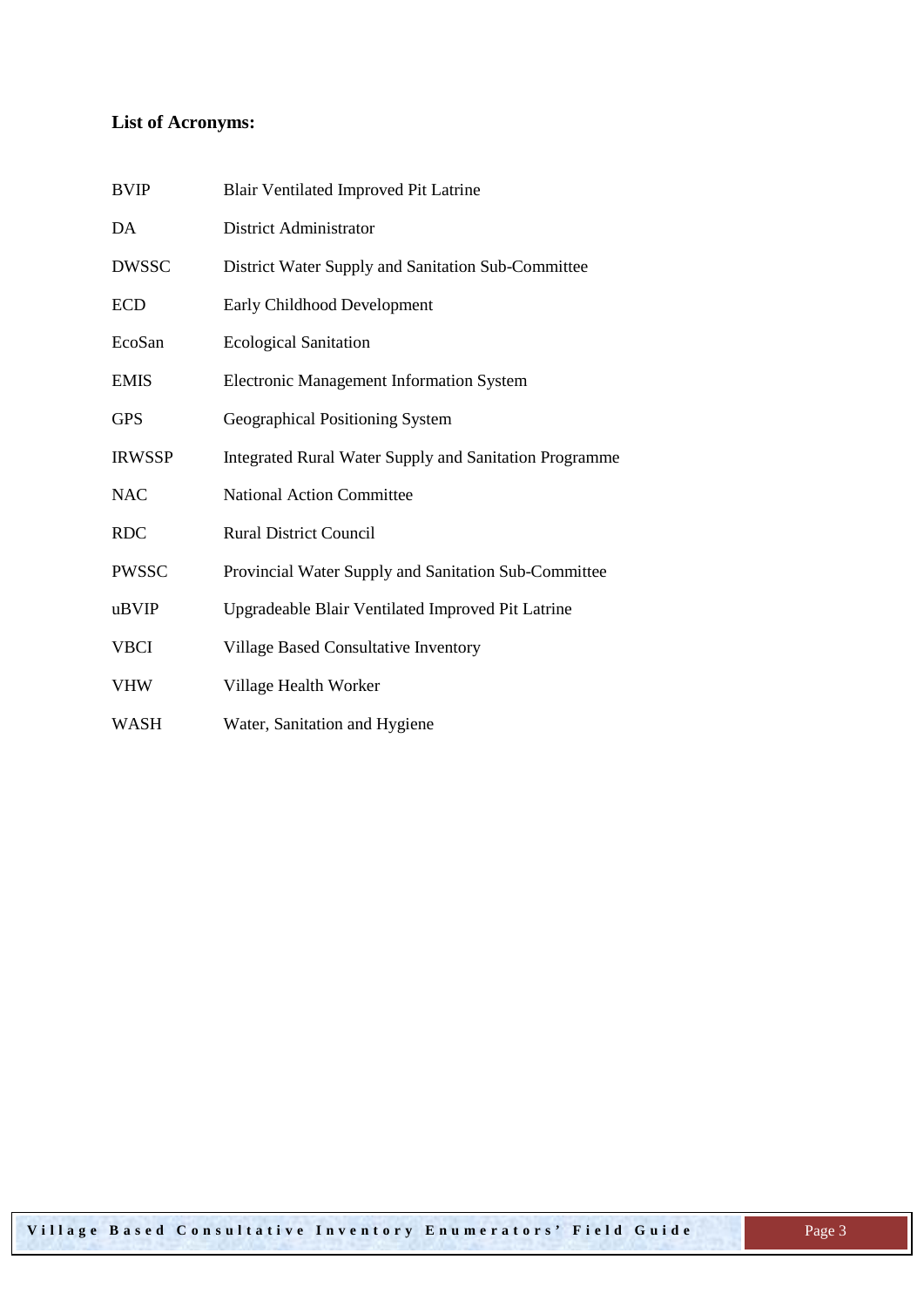**List of Acronyms:**

| | |
|---|---|
| BVIP | Blair Ventilated Improved Pit Latrine |
| DA | District Administrator |
| DWSSC | District Water Supply and Sanitation Sub-Committee |
| ECD | Early Childhood Development |
| EcoSan | Ecological Sanitation |
| EMIS | Electronic Management Information System |
| GPS | Geographical Positioning System |
| IRWSSP | Integrated Rural Water Supply and Sanitation Programme |
| NAC | National Action Committee |
| RDC | Rural District Council |
| PWSSC | Provincial Water Supply and Sanitation Sub-Committee |
| uBVIP | Upgradeable Blair Ventilated Improved Pit Latrine |
| VBCI | Village Based Consultative Inventory |
| VHW | Village Health Worker |
| WASH | Water, Sanitation and Hygiene |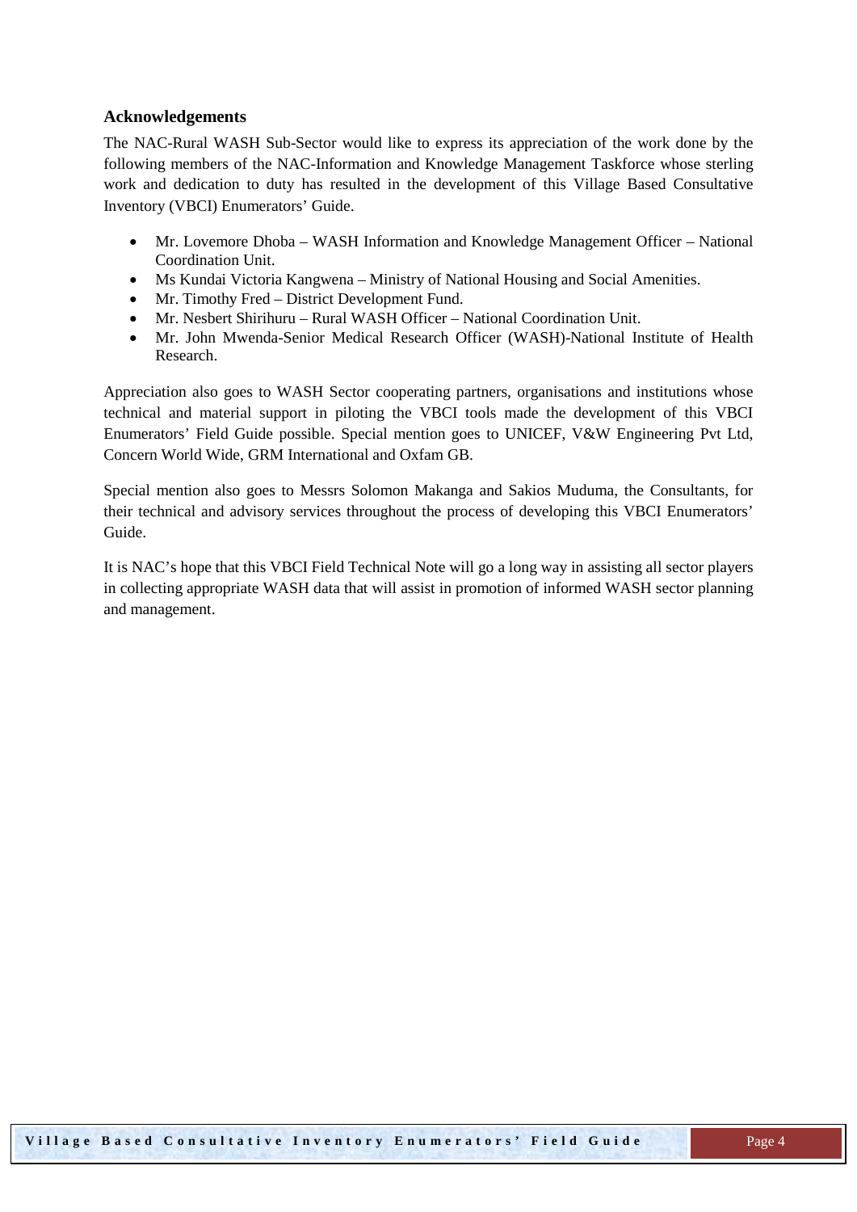## Acknowledgements

The NAC-Rural WASH Sub-Sector would like to express its appreciation of the work done by the following members of the NAC-Information and Knowledge Management Taskforce whose sterling work and dedication to duty has resulted in the development of this Village Based Consultative Inventory (VBCI) Enumerators' Guide.

- Mr. Lovemore Dhoba – WASH Information and Knowledge Management Officer – National Coordination Unit.
- Ms Kundai Victoria Kangwena – Ministry of National Housing and Social Amenities.
- Mr. Timothy Fred – District Development Fund.
- Mr. Nesbert Shirihuru – Rural WASH Officer – National Coordination Unit.
- Mr. John Mwenda-Senior Medical Research Officer (WASH)-National Institute of Health Research.

Appreciation also goes to WASH Sector cooperating partners, organisations and institutions whose technical and material support in piloting the VBCI tools made the development of this VBCI Enumerators' Field Guide possible. Special mention goes to UNICEF, V&W Engineering Pvt Ltd, Concern World Wide, GRM International and Oxfam GB.

Special mention also goes to Messrs Solomon Makanga and Sakios Muduma, the Consultants, for their technical and advisory services throughout the process of developing this VBCI Enumerators' Guide.

It is NAC's hope that this VBCI Field Technical Note will go a long way in assisting all sector players in collecting appropriate WASH data that will assist in promotion of informed WASH sector planning and management.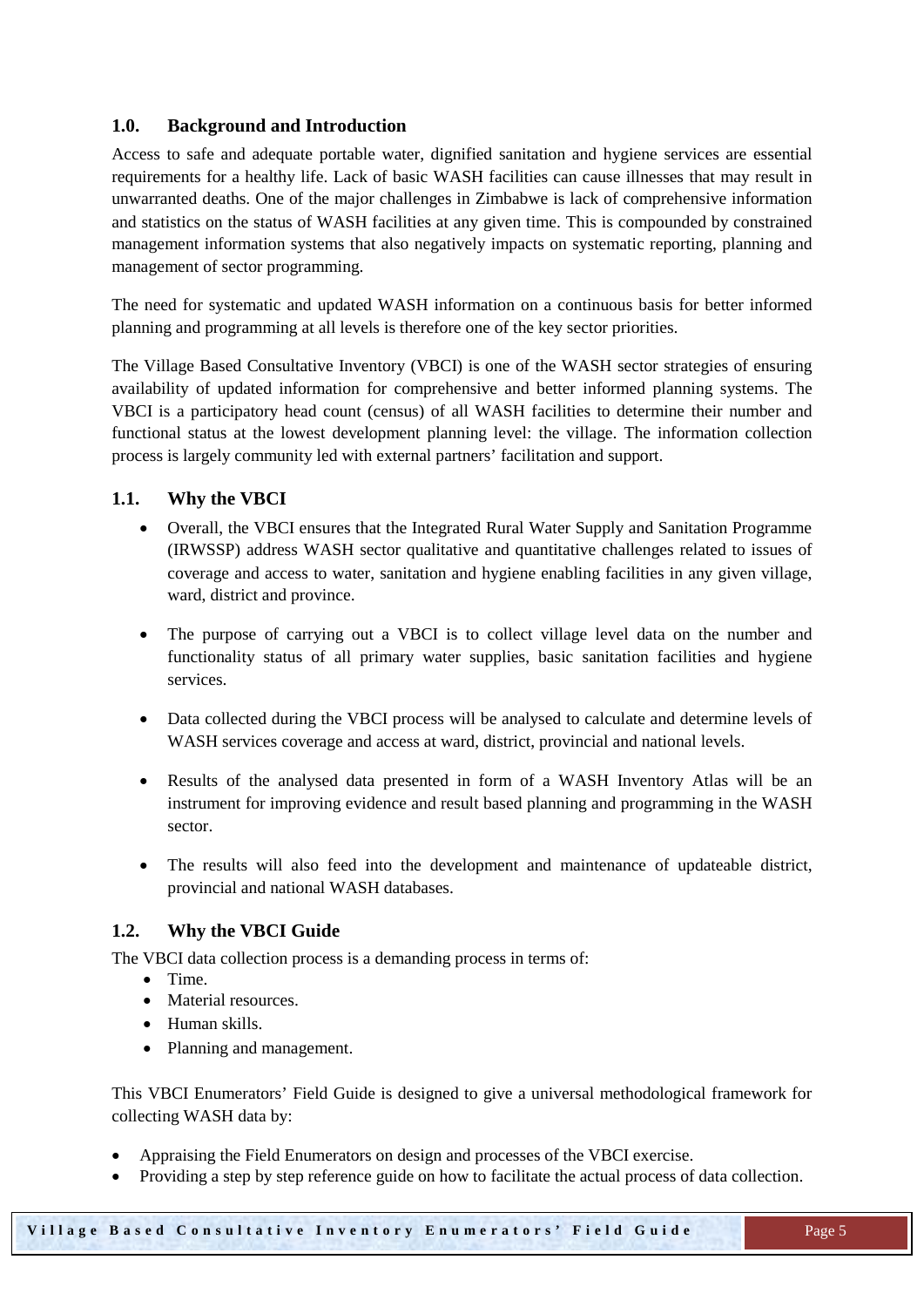## 1.0. Background and Introduction

Access to safe and adequate portable water, dignified sanitation and hygiene services are essential requirements for a healthy life. Lack of basic WASH facilities can cause illnesses that may result in unwarranted deaths. One of the major challenges in Zimbabwe is lack of comprehensive information and statistics on the status of WASH facilities at any given time. This is compounded by constrained management information systems that also negatively impacts on systematic reporting, planning and management of sector programming.

The need for systematic and updated WASH information on a continuous basis for better informed planning and programming at all levels is therefore one of the key sector priorities.

The Village Based Consultative Inventory (VBCI) is one of the WASH sector strategies of ensuring availability of updated information for comprehensive and better informed planning systems. The VBCI is a participatory head count (census) of all WASH facilities to determine their number and functional status at the lowest development planning level: the village. The information collection process is largely community led with external partners' facilitation and support.

### 1.1. Why the VBCI

- Overall, the VBCI ensures that the Integrated Rural Water Supply and Sanitation Programme (IRWSSP) address WASH sector qualitative and quantitative challenges related to issues of coverage and access to water, sanitation and hygiene enabling facilities in any given village, ward, district and province.
- The purpose of carrying out a VBCI is to collect village level data on the number and functionality status of all primary water supplies, basic sanitation facilities and hygiene services.
- Data collected during the VBCI process will be analysed to calculate and determine levels of WASH services coverage and access at ward, district, provincial and national levels.
- Results of the analysed data presented in form of a WASH Inventory Atlas will be an instrument for improving evidence and result based planning and programming in the WASH sector.
- The results will also feed into the development and maintenance of updateable district, provincial and national WASH databases.

### 1.2. Why the VBCI Guide

The VBCI data collection process is a demanding process in terms of:

- Time.
- Material resources.
- Human skills.
- Planning and management.

This VBCI Enumerators' Field Guide is designed to give a universal methodological framework for collecting WASH data by:

- Appraising the Field Enumerators on design and processes of the VBCI exercise.
- Providing a step by step reference guide on how to facilitate the actual process of data collection.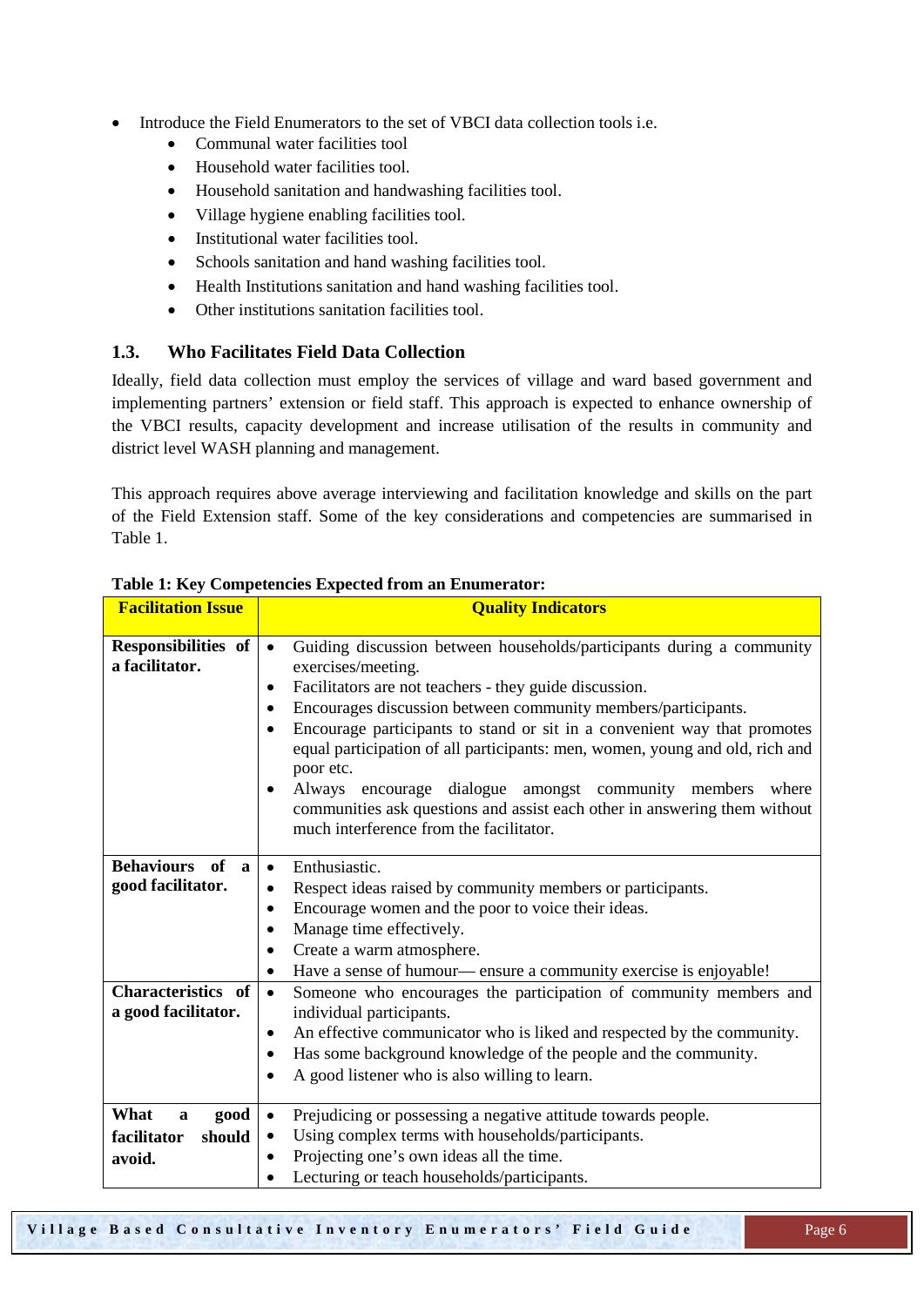- Introduce the Field Enumerators to the set of VBCI data collection tools i.e.
    - Communal water facilities tool
    - Household water facilities tool.
    - Household sanitation and handwashing facilities tool.
    - Village hygiene enabling facilities tool.
    - Institutional water facilities tool.
    - Schools sanitation and hand washing facilities tool.
    - Health Institutions sanitation and hand washing facilities tool.
    - Other institutions sanitation facilities tool.

### 1.3. Who Facilitates Field Data Collection

Ideally, field data collection must employ the services of village and ward based government and implementing partners' extension or field staff. This approach is expected to enhance ownership of the VBCI results, capacity development and increase utilisation of the results in community and district level WASH planning and management.

This approach requires above average interviewing and facilitation knowledge and skills on the part of the Field Extension staff. Some of the key considerations and competencies are summarised in Table 1.

**Table 1: Key Competencies Expected from an Enumerator:**

| Facilitation Issue | Quality Indicators |
|---|---|
| **Responsibilities of a facilitator.** | • Guiding discussion between households/participants during a community exercises/meeting.<br>• Facilitators are not teachers - they guide discussion.<br>• Encourages discussion between community members/participants.<br>• Encourage participants to stand or sit in a convenient way that promotes equal participation of all participants: men, women, young and old, rich and poor etc.<br>• Always encourage dialogue amongst community members where communities ask questions and assist each other in answering them without much interference from the facilitator. |
| **Behaviours of a good facilitator.** | • Enthusiastic.<br>• Respect ideas raised by community members or participants.<br>• Encourage women and the poor to voice their ideas.<br>• Manage time effectively.<br>• Create a warm atmosphere.<br>• Have a sense of humour— ensure a community exercise is enjoyable! |
| **Characteristics of a good facilitator.** | • Someone who encourages the participation of community members and individual participants.<br>• An effective communicator who is liked and respected by the community.<br>• Has some background knowledge of the people and the community.<br>• A good listener who is also willing to learn. |
| **What a good facilitator should avoid.** | • Prejudicing or possessing a negative attitude towards people.<br>• Using complex terms with households/participants.<br>• Projecting one's own ideas all the time.<br>• Lecturing or teach households/participants. |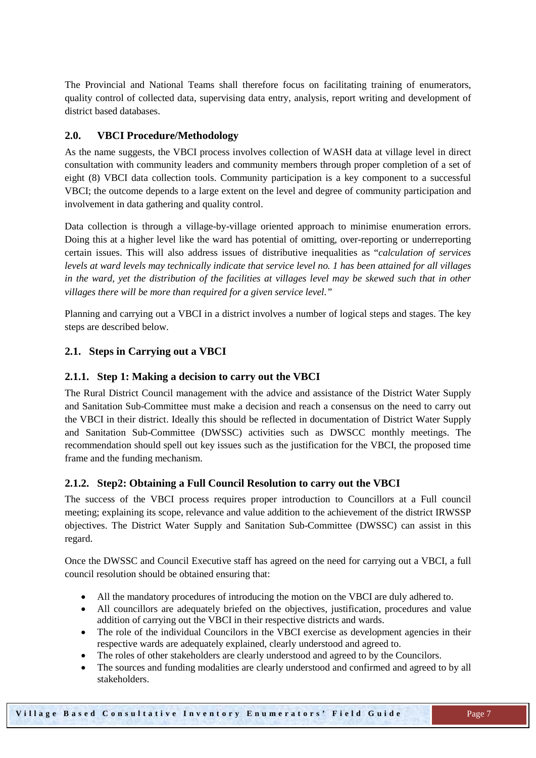The Provincial and National Teams shall therefore focus on facilitating training of enumerators, quality control of collected data, supervising data entry, analysis, report writing and development of district based databases.

## 2.0. VBCI Procedure/Methodology

As the name suggests, the VBCI process involves collection of WASH data at village level in direct consultation with community leaders and community members through proper completion of a set of eight (8) VBCI data collection tools. Community participation is a key component to a successful VBCI; the outcome depends to a large extent on the level and degree of community participation and involvement in data gathering and quality control.

Data collection is through a village-by-village oriented approach to minimise enumeration errors. Doing this at a higher level like the ward has potential of omitting, over-reporting or underreporting certain issues. This will also address issues of distributive inequalities as "*calculation of services levels at ward levels may technically indicate that service level no. 1 has been attained for all villages in the ward, yet the distribution of the facilities at villages level may be skewed such that in other villages there will be more than required for a given service level.*"

Planning and carrying out a VBCI in a district involves a number of logical steps and stages. The key steps are described below.

### 2.1. Steps in Carrying out a VBCI

#### 2.1.1. Step 1: Making a decision to carry out the VBCI

The Rural District Council management with the advice and assistance of the District Water Supply and Sanitation Sub-Committee must make a decision and reach a consensus on the need to carry out the VBCI in their district. Ideally this should be reflected in documentation of District Water Supply and Sanitation Sub-Committee (DWSSC) activities such as DWSCC monthly meetings. The recommendation should spell out key issues such as the justification for the VBCI, the proposed time frame and the funding mechanism.

#### 2.1.2. Step2: Obtaining a Full Council Resolution to carry out the VBCI

The success of the VBCI process requires proper introduction to Councillors at a Full council meeting; explaining its scope, relevance and value addition to the achievement of the district IRWSSP objectives. The District Water Supply and Sanitation Sub-Committee (DWSSC) can assist in this regard.

Once the DWSSC and Council Executive staff has agreed on the need for carrying out a VBCI, a full council resolution should be obtained ensuring that:

- All the mandatory procedures of introducing the motion on the VBCI are duly adhered to.
- All councillors are adequately briefed on the objectives, justification, procedures and value addition of carrying out the VBCI in their respective districts and wards.
- The role of the individual Councilors in the VBCI exercise as development agencies in their respective wards are adequately explained, clearly understood and agreed to.
- The roles of other stakeholders are clearly understood and agreed to by the Councilors.
- The sources and funding modalities are clearly understood and confirmed and agreed to by all stakeholders.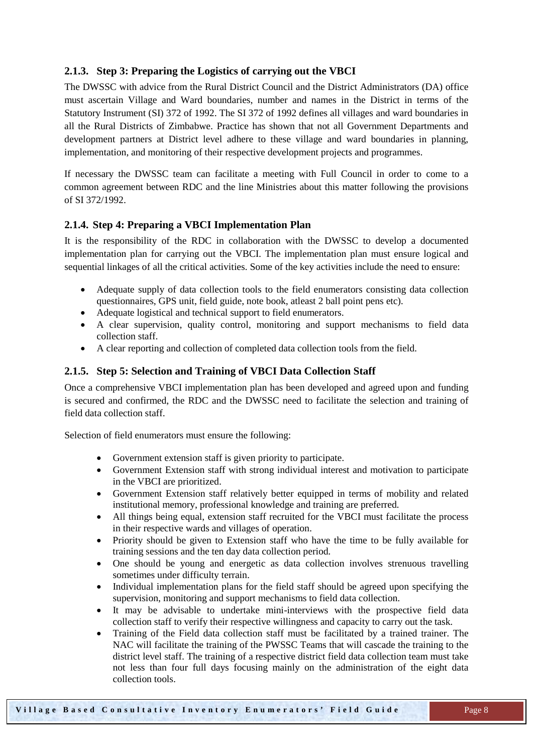### 2.1.3. Step 3: Preparing the Logistics of carrying out the VBCI

The DWSSC with advice from the Rural District Council and the District Administrators (DA) office must ascertain Village and Ward boundaries, number and names in the District in terms of the Statutory Instrument (SI) 372 of 1992. The SI 372 of 1992 defines all villages and ward boundaries in all the Rural Districts of Zimbabwe. Practice has shown that not all Government Departments and development partners at District level adhere to these village and ward boundaries in planning, implementation, and monitoring of their respective development projects and programmes.

If necessary the DWSSC team can facilitate a meeting with Full Council in order to come to a common agreement between RDC and the line Ministries about this matter following the provisions of SI 372/1992.

### 2.1.4. Step 4: Preparing a VBCI Implementation Plan

It is the responsibility of the RDC in collaboration with the DWSSC to develop a documented implementation plan for carrying out the VBCI. The implementation plan must ensure logical and sequential linkages of all the critical activities. Some of the key activities include the need to ensure:

- Adequate supply of data collection tools to the field enumerators consisting data collection questionnaires, GPS unit, field guide, note book, atleast 2 ball point pens etc).
- Adequate logistical and technical support to field enumerators.
- A clear supervision, quality control, monitoring and support mechanisms to field data collection staff.
- A clear reporting and collection of completed data collection tools from the field.

### 2.1.5. Step 5: Selection and Training of VBCI Data Collection Staff

Once a comprehensive VBCI implementation plan has been developed and agreed upon and funding is secured and confirmed, the RDC and the DWSSC need to facilitate the selection and training of field data collection staff.

Selection of field enumerators must ensure the following:

- Government extension staff is given priority to participate.
- Government Extension staff with strong individual interest and motivation to participate in the VBCI are prioritized.
- Government Extension staff relatively better equipped in terms of mobility and related institutional memory, professional knowledge and training are preferred.
- All things being equal, extension staff recruited for the VBCI must facilitate the process in their respective wards and villages of operation.
- Priority should be given to Extension staff who have the time to be fully available for training sessions and the ten day data collection period.
- One should be young and energetic as data collection involves strenuous travelling sometimes under difficulty terrain.
- Individual implementation plans for the field staff should be agreed upon specifying the supervision, monitoring and support mechanisms to field data collection.
- It may be advisable to undertake mini-interviews with the prospective field data collection staff to verify their respective willingness and capacity to carry out the task.
- Training of the Field data collection staff must be facilitated by a trained trainer. The NAC will facilitate the training of the PWSSC Teams that will cascade the training to the district level staff. The training of a respective district field data collection team must take not less than four full days focusing mainly on the administration of the eight data collection tools.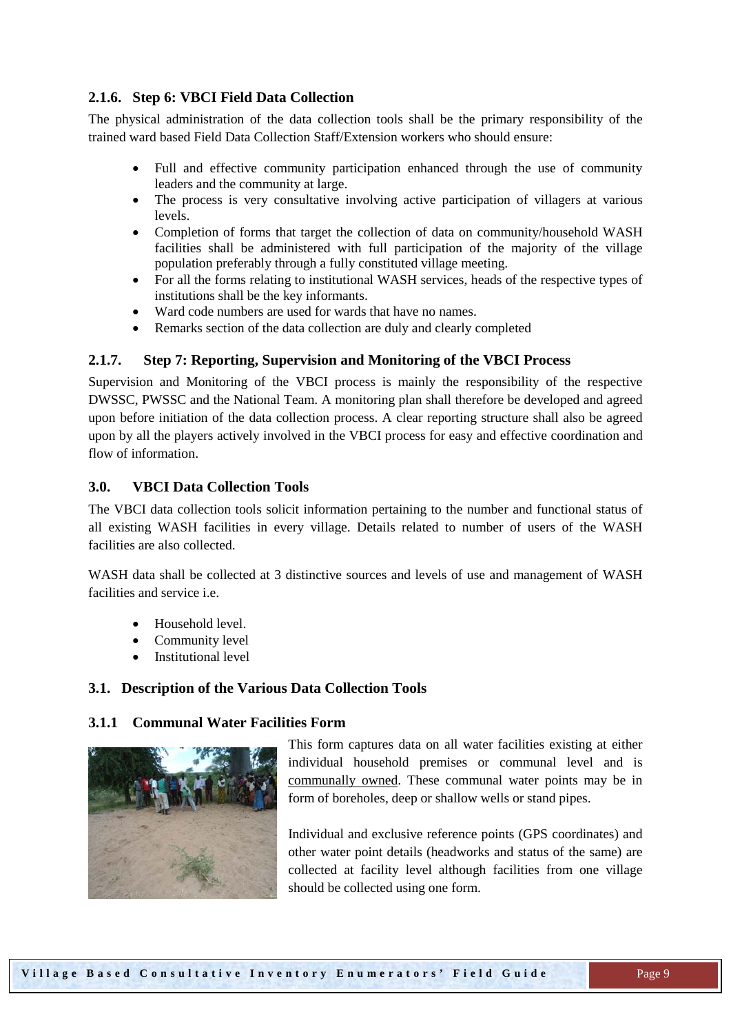### 2.1.6. Step 6: VBCI Field Data Collection

The physical administration of the data collection tools shall be the primary responsibility of the trained ward based Field Data Collection Staff/Extension workers who should ensure:

- Full and effective community participation enhanced through the use of community leaders and the community at large.
- The process is very consultative involving active participation of villagers at various levels.
- Completion of forms that target the collection of data on community/household WASH facilities shall be administered with full participation of the majority of the village population preferably through a fully constituted village meeting.
- For all the forms relating to institutional WASH services, heads of the respective types of institutions shall be the key informants.
- Ward code numbers are used for wards that have no names.
- Remarks section of the data collection are duly and clearly completed

### 2.1.7. Step 7: Reporting, Supervision and Monitoring of the VBCI Process

Supervision and Monitoring of the VBCI process is mainly the responsibility of the respective DWSSC, PWSSC and the National Team. A monitoring plan shall therefore be developed and agreed upon before initiation of the data collection process. A clear reporting structure shall also be agreed upon by all the players actively involved in the VBCI process for easy and effective coordination and flow of information.

## 3.0. VBCI Data Collection Tools

The VBCI data collection tools solicit information pertaining to the number and functional status of all existing WASH facilities in every village. Details related to number of users of the WASH facilities are also collected.

WASH data shall be collected at 3 distinctive sources and levels of use and management of WASH facilities and service i.e.

- Household level.
- Community level
- Institutional level

### 3.1. Description of the Various Data Collection Tools

### 3.1.1 Communal Water Facilities Form

This form captures data on all water facilities existing at either individual household premises or communal level and is communally owned. These communal water points may be in form of boreholes, deep or shallow wells or stand pipes.

Individual and exclusive reference points (GPS coordinates) and other water point details (headworks and status of the same) are collected at facility level although facilities from one village should be collected using one form.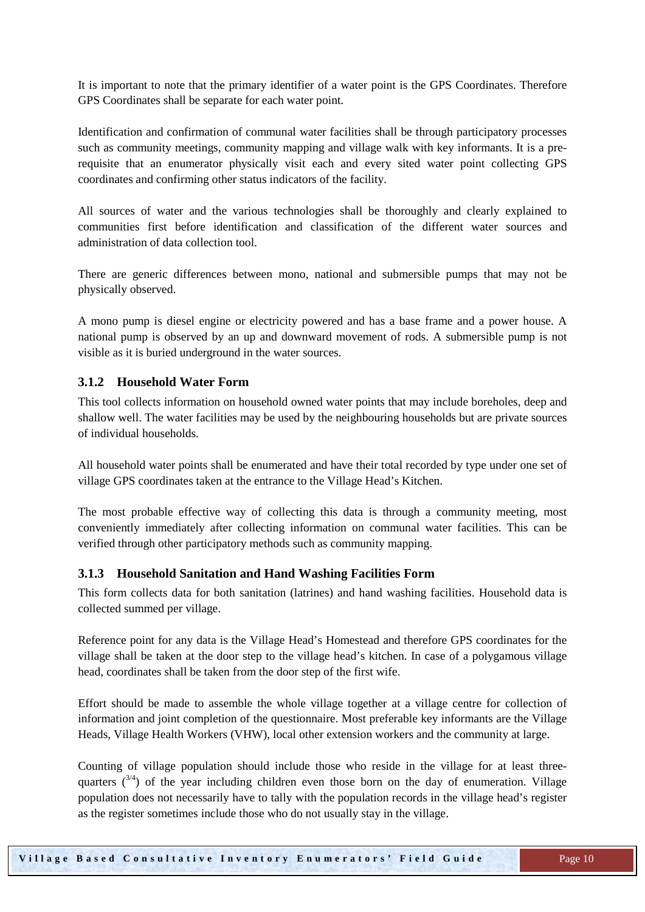It is important to note that the primary identifier of a water point is the GPS Coordinates. Therefore GPS Coordinates shall be separate for each water point.

Identification and confirmation of communal water facilities shall be through participatory processes such as community meetings, community mapping and village walk with key informants. It is a pre-requisite that an enumerator physically visit each and every sited water point collecting GPS coordinates and confirming other status indicators of the facility.

All sources of water and the various technologies shall be thoroughly and clearly explained to communities first before identification and classification of the different water sources and administration of data collection tool.

There are generic differences between mono, national and submersible pumps that may not be physically observed.

A mono pump is diesel engine or electricity powered and has a base frame and a power house. A national pump is observed by an up and downward movement of rods. A submersible pump is not visible as it is buried underground in the water sources.

### 3.1.2 Household Water Form

This tool collects information on household owned water points that may include boreholes, deep and shallow well. The water facilities may be used by the neighbouring households but are private sources of individual households.

All household water points shall be enumerated and have their total recorded by type under one set of village GPS coordinates taken at the entrance to the Village Head's Kitchen.

The most probable effective way of collecting this data is through a community meeting, most conveniently immediately after collecting information on communal water facilities. This can be verified through other participatory methods such as community mapping.

### 3.1.3 Household Sanitation and Hand Washing Facilities Form

This form collects data for both sanitation (latrines) and hand washing facilities. Household data is collected summed per village.

Reference point for any data is the Village Head's Homestead and therefore GPS coordinates for the village shall be taken at the door step to the village head's kitchen. In case of a polygamous village head, coordinates shall be taken from the door step of the first wife.

Effort should be made to assemble the whole village together at a village centre for collection of information and joint completion of the questionnaire. Most preferable key informants are the Village Heads, Village Health Workers (VHW), local other extension workers and the community at large.

Counting of village population should include those who reside in the village for at least three-quarters ($^{3/4}$) of the year including children even those born on the day of enumeration. Village population does not necessarily have to tally with the population records in the village head's register as the register sometimes include those who do not usually stay in the village.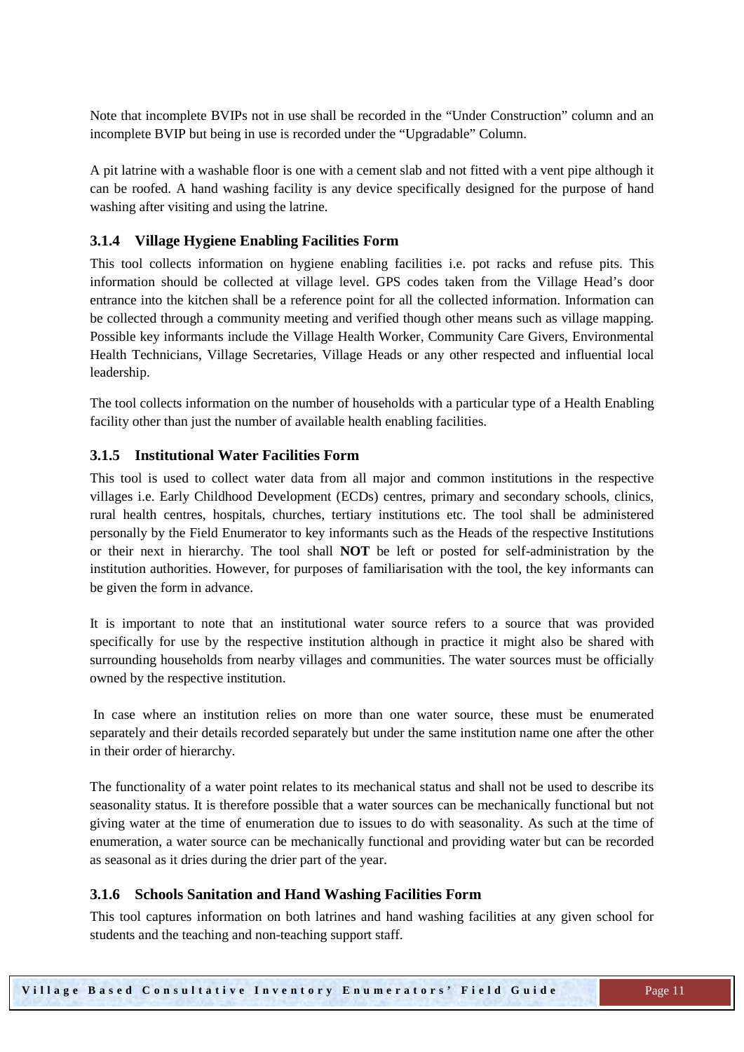Note that incomplete BVIPs not in use shall be recorded in the “Under Construction” column and an incomplete BVIP but being in use is recorded under the “Upgradable” Column.

A pit latrine with a washable floor is one with a cement slab and not fitted with a vent pipe although it can be roofed. A hand washing facility is any device specifically designed for the purpose of hand washing after visiting and using the latrine.

### 3.1.4 Village Hygiene Enabling Facilities Form

This tool collects information on hygiene enabling facilities i.e. pot racks and refuse pits. This information should be collected at village level. GPS codes taken from the Village Head’s door entrance into the kitchen shall be a reference point for all the collected information. Information can be collected through a community meeting and verified though other means such as village mapping. Possible key informants include the Village Health Worker, Community Care Givers, Environmental Health Technicians, Village Secretaries, Village Heads or any other respected and influential local leadership.

The tool collects information on the number of households with a particular type of a Health Enabling facility other than just the number of available health enabling facilities.

### 3.1.5 Institutional Water Facilities Form

This tool is used to collect water data from all major and common institutions in the respective villages i.e. Early Childhood Development (ECDs) centres, primary and secondary schools, clinics, rural health centres, hospitals, churches, tertiary institutions etc. The tool shall be administered personally by the Field Enumerator to key informants such as the Heads of the respective Institutions or their next in hierarchy. The tool shall **NOT** be left or posted for self-administration by the institution authorities. However, for purposes of familiarisation with the tool, the key informants can be given the form in advance.

It is important to note that an institutional water source refers to a source that was provided specifically for use by the respective institution although in practice it might also be shared with surrounding households from nearby villages and communities. The water sources must be officially owned by the respective institution.

In case where an institution relies on more than one water source, these must be enumerated separately and their details recorded separately but under the same institution name one after the other in their order of hierarchy.

The functionality of a water point relates to its mechanical status and shall not be used to describe its seasonality status. It is therefore possible that a water sources can be mechanically functional but not giving water at the time of enumeration due to issues to do with seasonality. As such at the time of enumeration, a water source can be mechanically functional and providing water but can be recorded as seasonal as it dries during the drier part of the year.

### 3.1.6 Schools Sanitation and Hand Washing Facilities Form

This tool captures information on both latrines and hand washing facilities at any given school for students and the teaching and non-teaching support staff.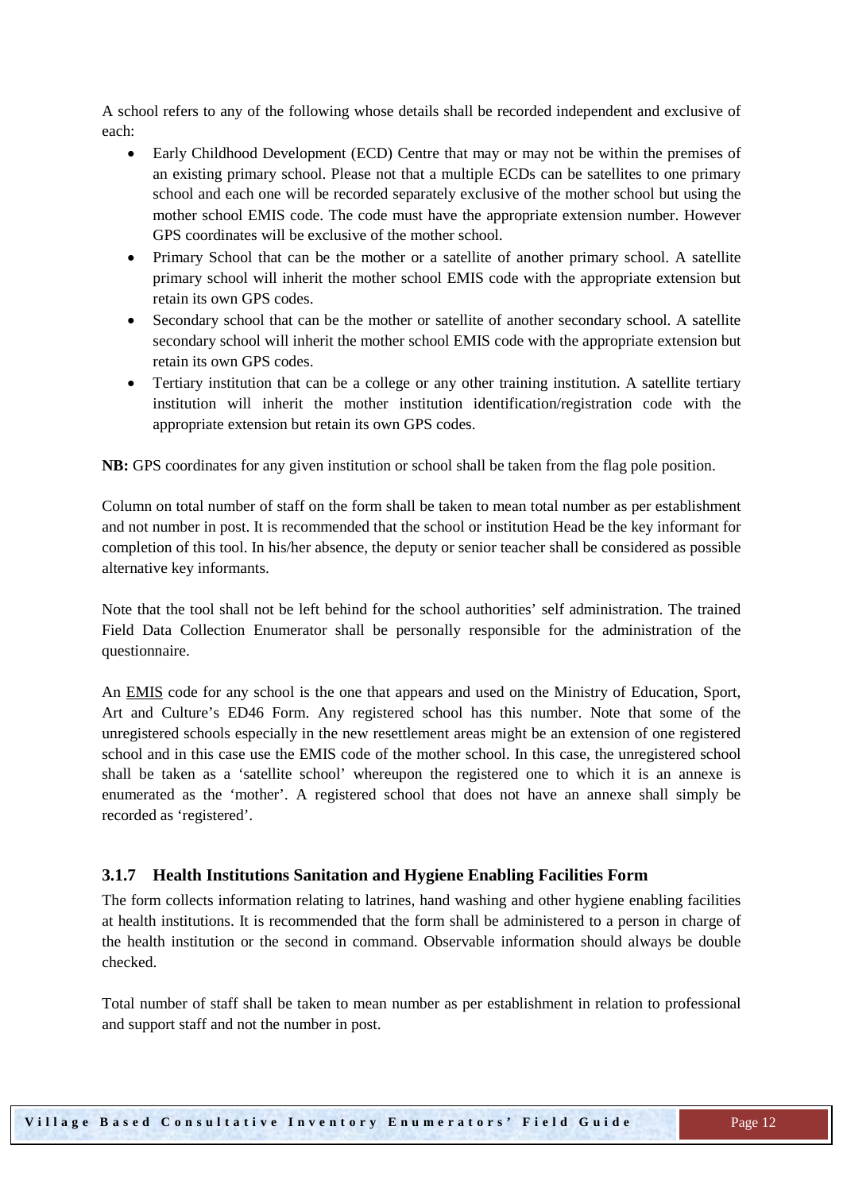A school refers to any of the following whose details shall be recorded independent and exclusive of each:

- Early Childhood Development (ECD) Centre that may or may not be within the premises of an existing primary school. Please not that a multiple ECDs can be satellites to one primary school and each one will be recorded separately exclusive of the mother school but using the mother school EMIS code. The code must have the appropriate extension number. However GPS coordinates will be exclusive of the mother school.
- Primary School that can be the mother or a satellite of another primary school. A satellite primary school will inherit the mother school EMIS code with the appropriate extension but retain its own GPS codes.
- Secondary school that can be the mother or satellite of another secondary school. A satellite secondary school will inherit the mother school EMIS code with the appropriate extension but retain its own GPS codes.
- Tertiary institution that can be a college or any other training institution. A satellite tertiary institution will inherit the mother institution identification/registration code with the appropriate extension but retain its own GPS codes.

**NB:** GPS coordinates for any given institution or school shall be taken from the flag pole position.

Column on total number of staff on the form shall be taken to mean total number as per establishment and not number in post. It is recommended that the school or institution Head be the key informant for completion of this tool. In his/her absence, the deputy or senior teacher shall be considered as possible alternative key informants.

Note that the tool shall not be left behind for the school authorities' self administration. The trained Field Data Collection Enumerator shall be personally responsible for the administration of the questionnaire.

An EMIS code for any school is the one that appears and used on the Ministry of Education, Sport, Art and Culture's ED46 Form. Any registered school has this number. Note that some of the unregistered schools especially in the new resettlement areas might be an extension of one registered school and in this case use the EMIS code of the mother school. In this case, the unregistered school shall be taken as a 'satellite school' whereupon the registered one to which it is an annexe is enumerated as the 'mother'. A registered school that does not have an annexe shall simply be recorded as 'registered'.

### 3.1.7 Health Institutions Sanitation and Hygiene Enabling Facilities Form

The form collects information relating to latrines, hand washing and other hygiene enabling facilities at health institutions. It is recommended that the form shall be administered to a person in charge of the health institution or the second in command. Observable information should always be double checked.

Total number of staff shall be taken to mean number as per establishment in relation to professional and support staff and not the number in post.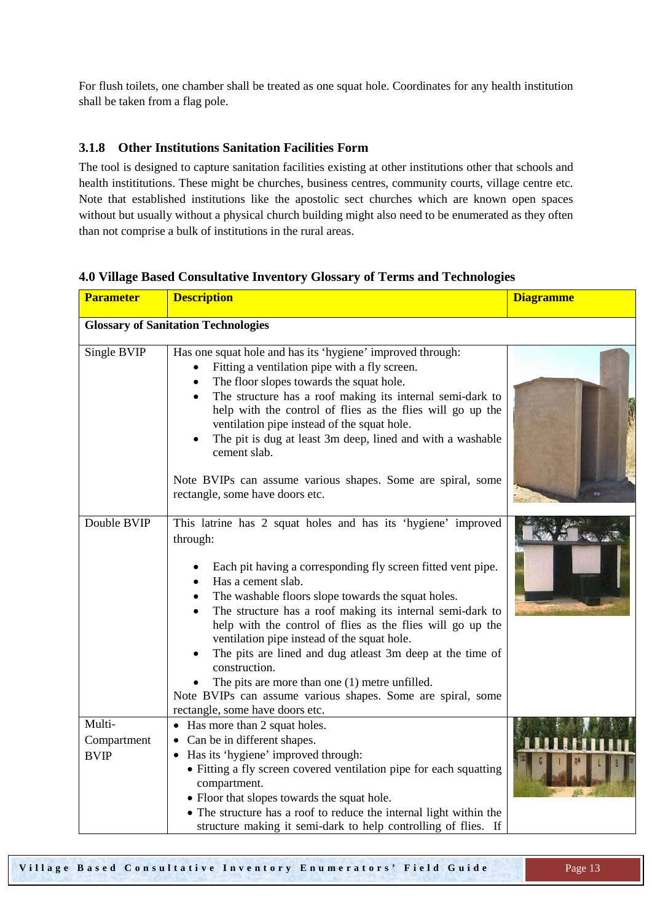For flush toilets, one chamber shall be treated as one squat hole. Coordinates for any health institution shall be taken from a flag pole.

### 3.1.8 Other Institutions Sanitation Facilities Form

The tool is designed to capture sanitation facilities existing at other institutions other that schools and health instititutions. These might be churches, business centres, community courts, village centre etc. Note that established institutions like the apostolic sect churches which are known open spaces without but usually without a physical church building might also need to be enumerated as they often than not comprise a bulk of institutions in the rural areas.

## 4.0 Village Based Consultative Inventory Glossary of Terms and Technologies

| Parameter | Description | Diagramme |
|---|---|---|
| **Glossary of Sanitation Technologies** | | |
| Single BVIP | Has one squat hole and has its 'hygiene' improved through:<br>• Fitting a ventilation pipe with a fly screen.<br>• The floor slopes towards the squat hole.<br>• The structure has a roof making its internal semi-dark to help with the control of flies as the flies will go up the ventilation pipe instead of the squat hole.<br>• The pit is dug at least 3m deep, lined and with a washable cement slab.<br><br>Note BVIPs can assume various shapes. Some are spiral, some rectangle, some have doors etc. | |
| Double BVIP | This latrine has 2 squat holes and has its 'hygiene' improved through:<br>• Each pit having a corresponding fly screen fitted vent pipe.<br>• Has a cement slab.<br>• The washable floors slope towards the squat holes.<br>• The structure has a roof making its internal semi-dark to help with the control of flies as the flies will go up the ventilation pipe instead of the squat hole.<br>• The pits are lined and dug atleast 3m deep at the time of construction.<br>• The pits are more than one (1) metre unfilled.<br>Note BVIPs can assume various shapes. Some are spiral, some rectangle, some have doors etc. | |
| Multi-Compartment BVIP | • Has more than 2 squat holes.<br>• Can be in different shapes.<br>• Has its 'hygiene' improved through:<br>• Fitting a fly screen covered ventilation pipe for each squatting compartment.<br>• Floor that slopes towards the squat hole.<br>• The structure has a roof to reduce the internal light within the structure making it semi-dark to help controlling of flies. If | |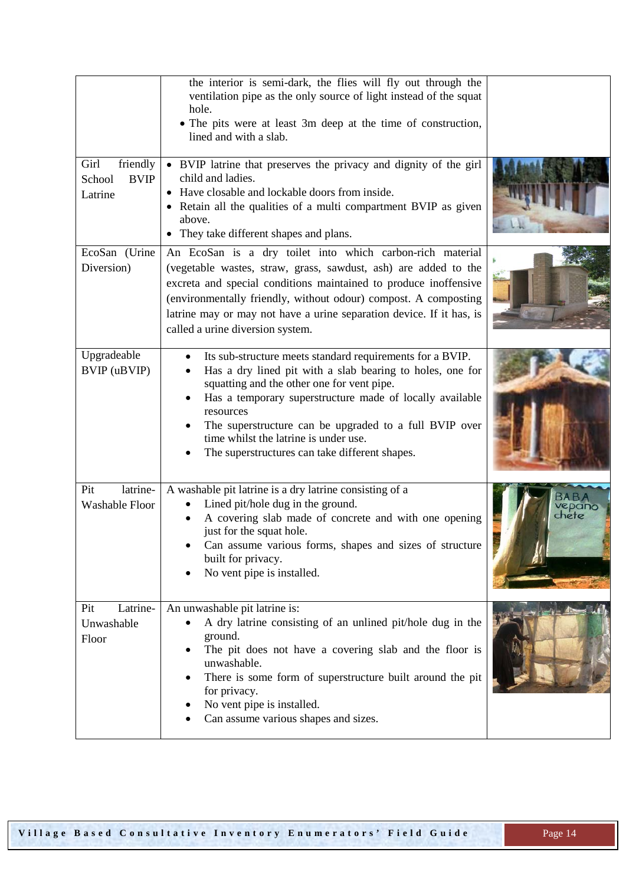| | | |
|---|---|---|
| | the interior is semi-dark, the flies will fly out through the ventilation pipe as the only source of light instead of the squat hole.<br>• The pits were at least 3m deep at the time of construction, lined and with a slab. | |
| Girl friendly School BVIP Latrine | • BVIP latrine that preserves the privacy and dignity of the girl child and ladies.<br>• Have closable and lockable doors from inside.<br>• Retain all the qualities of a multi compartment BVIP as given above.<br>• They take different shapes and plans. | |
| EcoSan (Urine Diversion) | An EcoSan is a dry toilet into which carbon-rich material (vegetable wastes, straw, grass, sawdust, ash) are added to the excreta and special conditions maintained to produce inoffensive (environmentally friendly, without odour) compost. A composting latrine may or may not have a urine separation device. If it has, is called a urine diversion system. | |
| Upgradeable BVIP (uBVIP) | • Its sub-structure meets standard requirements for a BVIP.<br>• Has a dry lined pit with a slab bearing to holes, one for squatting and the other one for vent pipe.<br>• Has a temporary superstructure made of locally available resources<br>• The superstructure can be upgraded to a full BVIP over time whilst the latrine is under use.<br>• The superstructures can take different shapes. | |
| Pit latrine-Washable Floor | A washable pit latrine is a dry latrine consisting of a<br>• Lined pit/hole dug in the ground.<br>• A covering slab made of concrete and with one opening just for the squat hole.<br>• Can assume various forms, shapes and sizes of structure built for privacy.<br>• No vent pipe is installed. | |
| Pit Latrine-Unwashable Floor | An unwashable pit latrine is:<br>• A dry latrine consisting of an unlined pit/hole dug in the ground.<br>• The pit does not have a covering slab and the floor is unwashable.<br>• There is some form of superstructure built around the pit for privacy.<br>• No vent pipe is installed.<br>• Can assume various shapes and sizes. | |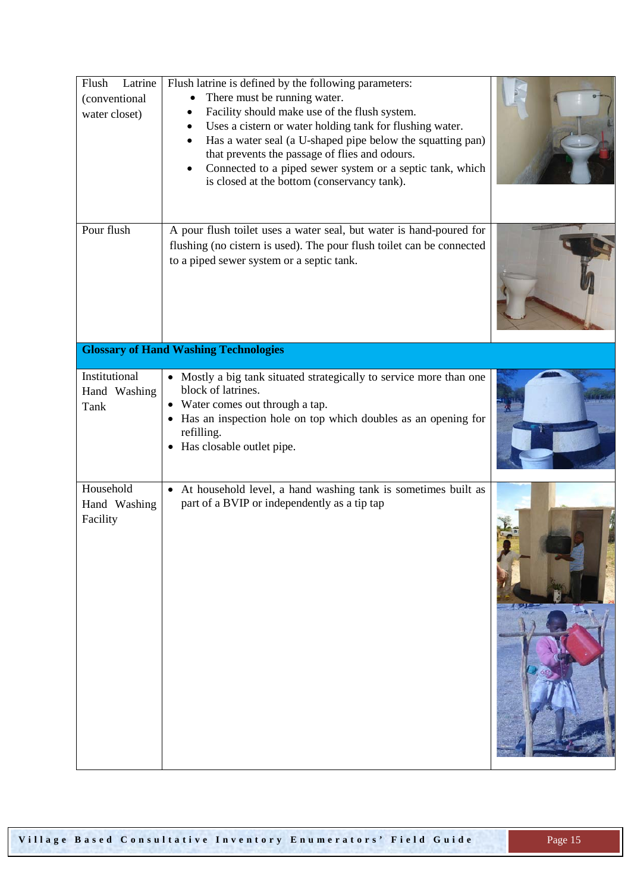| | | |
|---|---|---|
| Flush Latrine (conventional water closet) | Flush latrine is defined by the following parameters:<br>• There must be running water.<br>• Facility should make use of the flush system.<br>• Uses a cistern or water holding tank for flushing water.<br>• Has a water seal (a U-shaped pipe below the squatting pan) that prevents the passage of flies and odours.<br>• Connected to a piped sewer system or a septic tank, which is closed at the bottom (conservancy tank). | |
| Pour flush | A pour flush toilet uses a water seal, but water is hand-poured for flushing (no cistern is used). The pour flush toilet can be connected to a piped sewer system or a septic tank. | |
| **Glossary of Hand Washing Technologies** | | |
| Institutional Hand Washing Tank | • Mostly a big tank situated strategically to service more than one block of latrines.<br>• Water comes out through a tap.<br>• Has an inspection hole on top which doubles as an opening for refilling.<br>• Has closable outlet pipe. | |
| Household Hand Washing Facility | • At household level, a hand washing tank is sometimes built as part of a BVIP or independently as a tip tap | |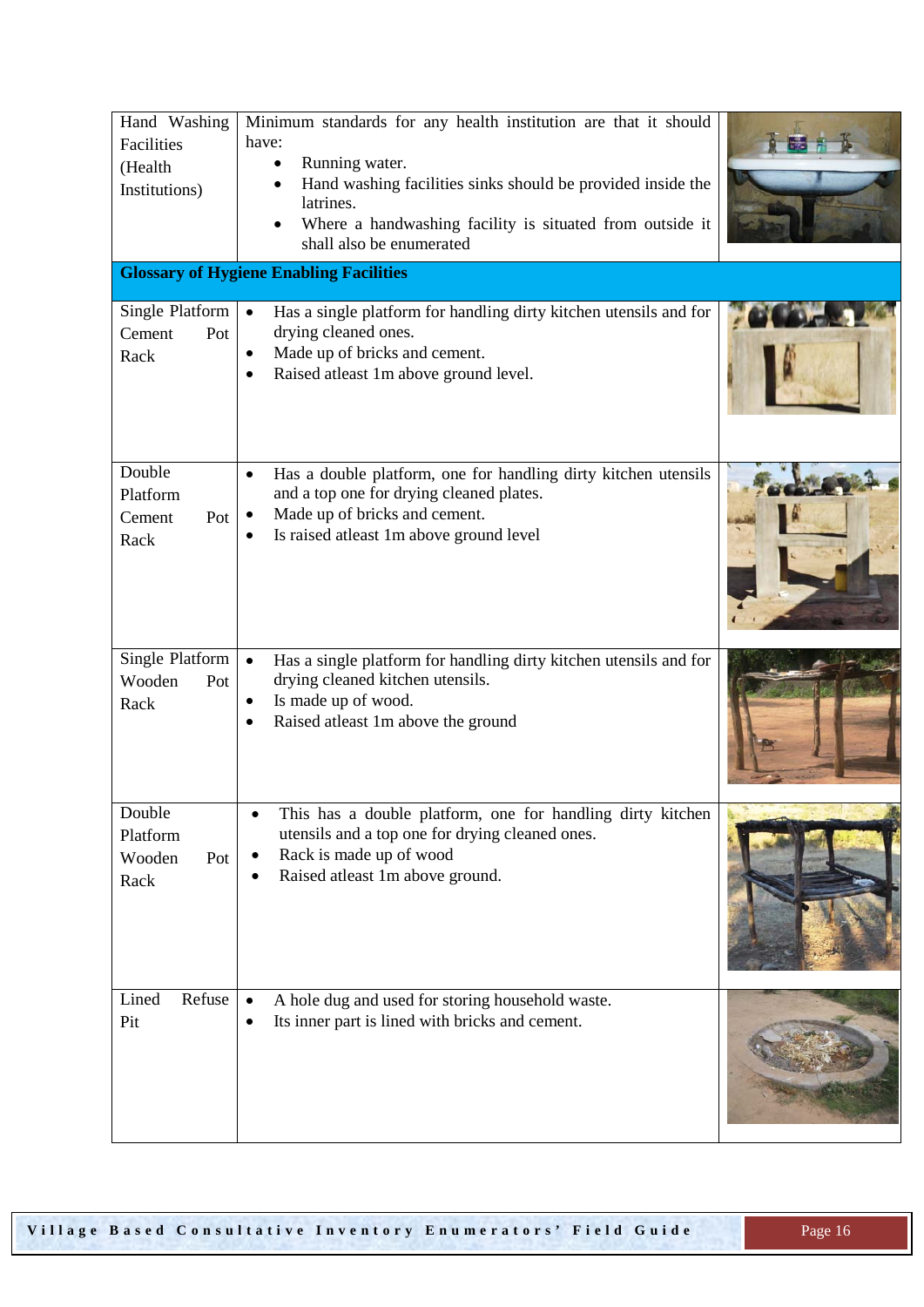| Hand Washing Facilities (Health Institutions) | Minimum standards for any health institution are that it should have:<br>• Running water.<br>• Hand washing facilities sinks should be provided inside the latrines.<br>• Where a handwashing facility is situated from outside it shall also be enumerated | |
|---|---|---|
| **Glossary of Hygiene Enabling Facilities** | | |
| Single Platform Cement Pot Rack | • Has a single platform for handling dirty kitchen utensils and for drying cleaned ones.<br>• Made up of bricks and cement.<br>• Raised atleast 1m above ground level. | |
| Double Platform Cement Pot Rack | • Has a double platform, one for handling dirty kitchen utensils and a top one for drying cleaned plates.<br>• Made up of bricks and cement.<br>• Is raised atleast 1m above ground level | |
| Single Platform Wooden Pot Rack | • Has a single platform for handling dirty kitchen utensils and for drying cleaned kitchen utensils.<br>• Is made up of wood.<br>• Raised atleast 1m above the ground | |
| Double Platform Wooden Pot Rack | • This has a double platform, one for handling dirty kitchen utensils and a top one for drying cleaned ones.<br>• Rack is made up of wood<br>• Raised atleast 1m above ground. | |
| Lined Refuse Pit | • A hole dug and used for storing household waste.<br>• Its inner part is lined with bricks and cement. | |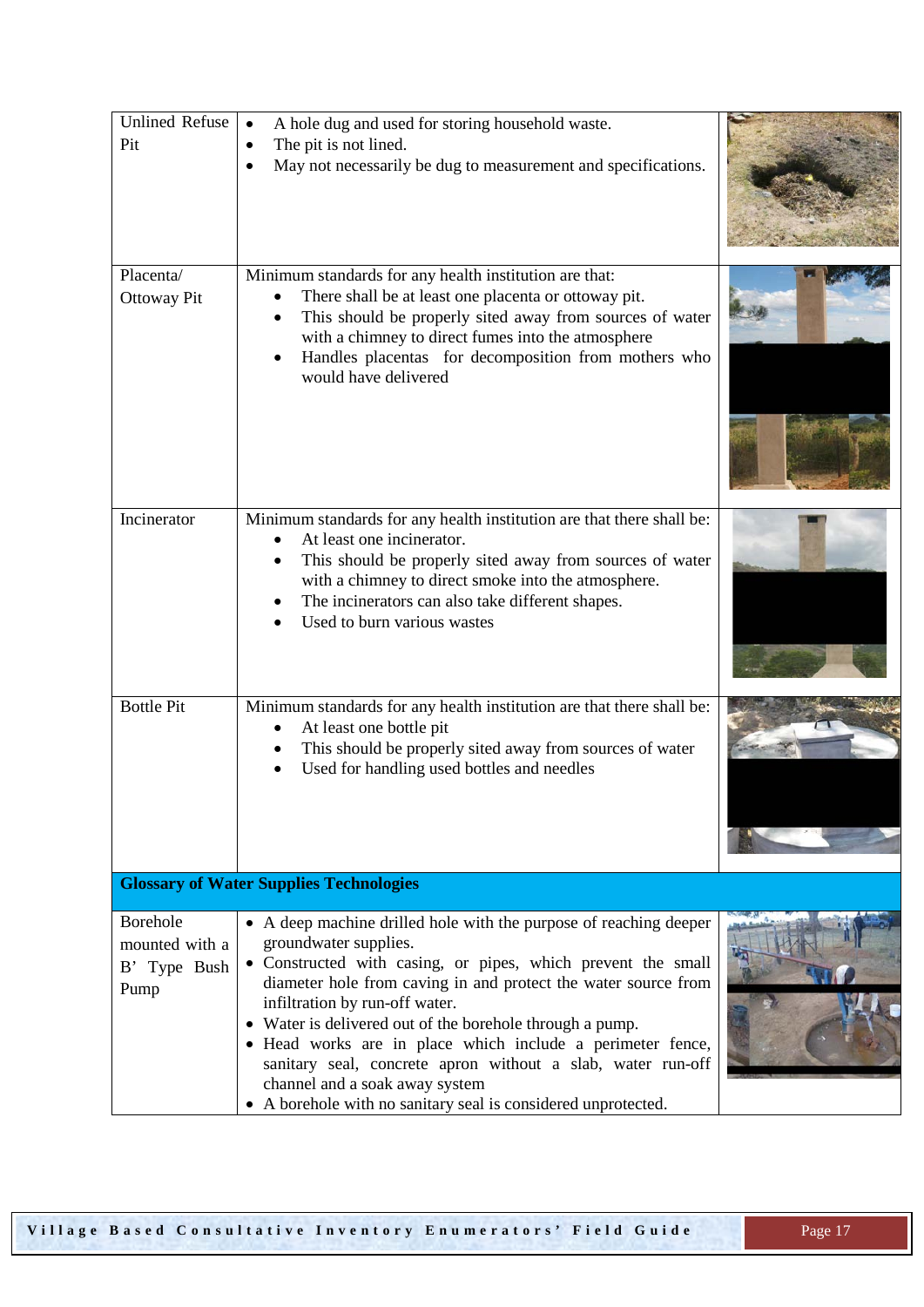| | | |
|---|---|---|
| Unlined Refuse Pit | • A hole dug and used for storing household waste.<br>• The pit is not lined.<br>• May not necessarily be dug to measurement and specifications. | |
| Placenta/ Ottoway Pit | Minimum standards for any health institution are that:<br>• There shall be at least one placenta or ottoway pit.<br>• This should be properly sited away from sources of water with a chimney to direct fumes into the atmosphere<br>• Handles placentas for decomposition from mothers who would have delivered | |
| Incinerator | Minimum standards for any health institution are that there shall be:<br>• At least one incinerator.<br>• This should be properly sited away from sources of water with a chimney to direct smoke into the atmosphere.<br>• The incinerators can also take different shapes.<br>• Used to burn various wastes | |
| Bottle Pit | Minimum standards for any health institution are that there shall be:<br>• At least one bottle pit<br>• This should be properly sited away from sources of water<br>• Used for handling used bottles and needles | |
| **Glossary of Water Supplies Technologies** | | |
| Borehole mounted with a B' Type Bush Pump | • A deep machine drilled hole with the purpose of reaching deeper groundwater supplies.<br>• Constructed with casing, or pipes, which prevent the small diameter hole from caving in and protect the water source from infiltration by run-off water.<br>• Water is delivered out of the borehole through a pump.<br>• Head works are in place which include a perimeter fence, sanitary seal, concrete apron without a slab, water run-off channel and a soak away system<br>• A borehole with no sanitary seal is considered unprotected. | |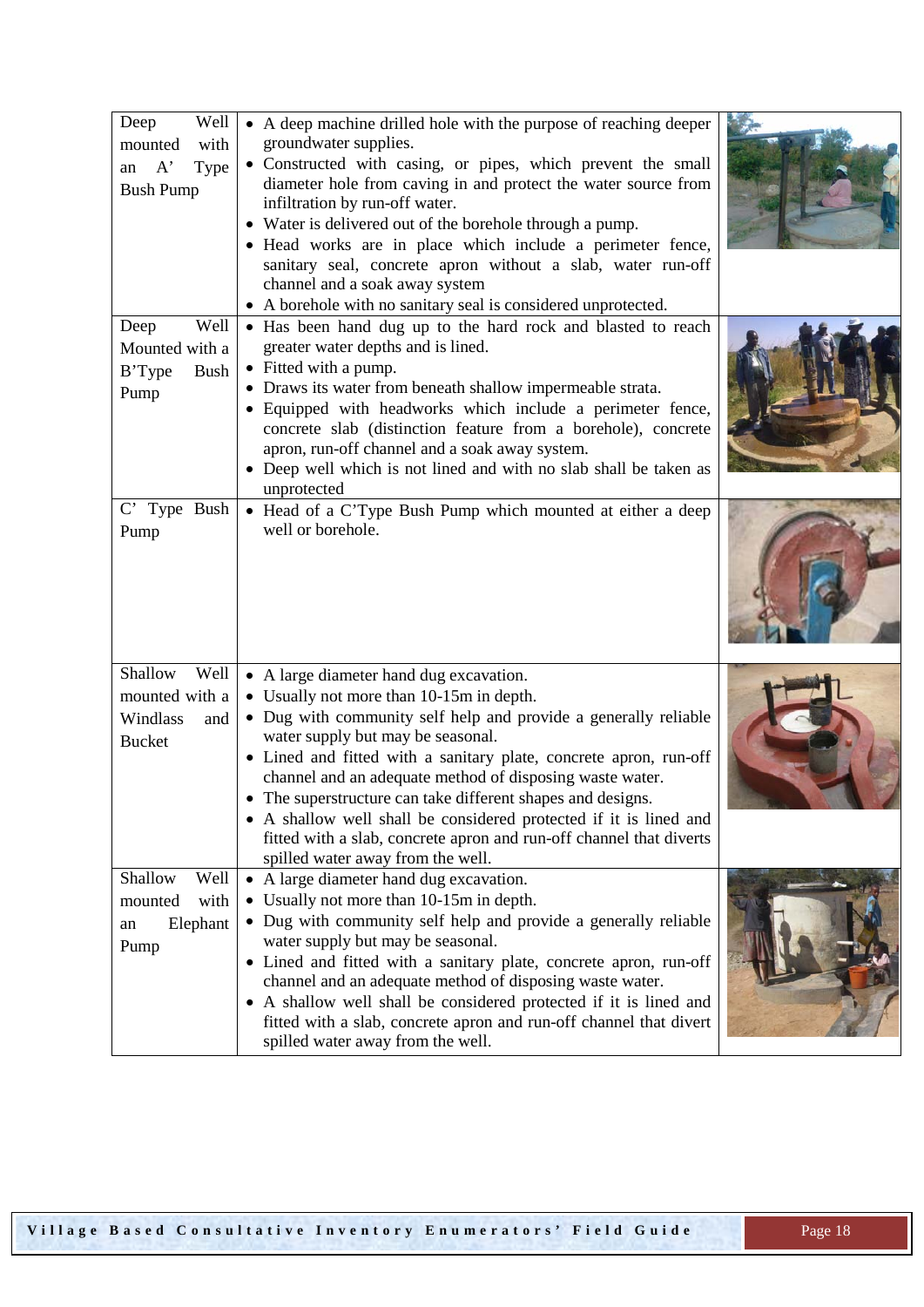| | | |
|---|---|---|
| Deep Well mounted with an A' Type Bush Pump | • A deep machine drilled hole with the purpose of reaching deeper groundwater supplies.<br>• Constructed with casing, or pipes, which prevent the small diameter hole from caving in and protect the water source from infiltration by run-off water.<br>• Water is delivered out of the borehole through a pump.<br>• Head works are in place which include a perimeter fence, sanitary seal, concrete apron without a slab, water run-off channel and a soak away system<br>• A borehole with no sanitary seal is considered unprotected. | |
| Deep Well Mounted with a B'Type Bush Pump | • Has been hand dug up to the hard rock and blasted to reach greater water depths and is lined.<br>• Fitted with a pump.<br>• Draws its water from beneath shallow impermeable strata.<br>• Equipped with headworks which include a perimeter fence, concrete slab (distinction feature from a borehole), concrete apron, run-off channel and a soak away system.<br>• Deep well which is not lined and with no slab shall be taken as unprotected | |
| C' Type Bush Pump | • Head of a C'Type Bush Pump which mounted at either a deep well or borehole. | |
| Shallow Well mounted with a Windlass and Bucket | • A large diameter hand dug excavation.<br>• Usually not more than 10-15m in depth.<br>• Dug with community self help and provide a generally reliable water supply but may be seasonal.<br>• Lined and fitted with a sanitary plate, concrete apron, run-off channel and an adequate method of disposing waste water.<br>• The superstructure can take different shapes and designs.<br>• A shallow well shall be considered protected if it is lined and fitted with a slab, concrete apron and run-off channel that diverts spilled water away from the well. | |
| Shallow Well mounted with an Elephant Pump | • A large diameter hand dug excavation.<br>• Usually not more than 10-15m in depth.<br>• Dug with community self help and provide a generally reliable water supply but may be seasonal.<br>• Lined and fitted with a sanitary plate, concrete apron, run-off channel and an adequate method of disposing waste water.<br>• A shallow well shall be considered protected if it is lined and fitted with a slab, concrete apron and run-off channel that divert spilled water away from the well. | |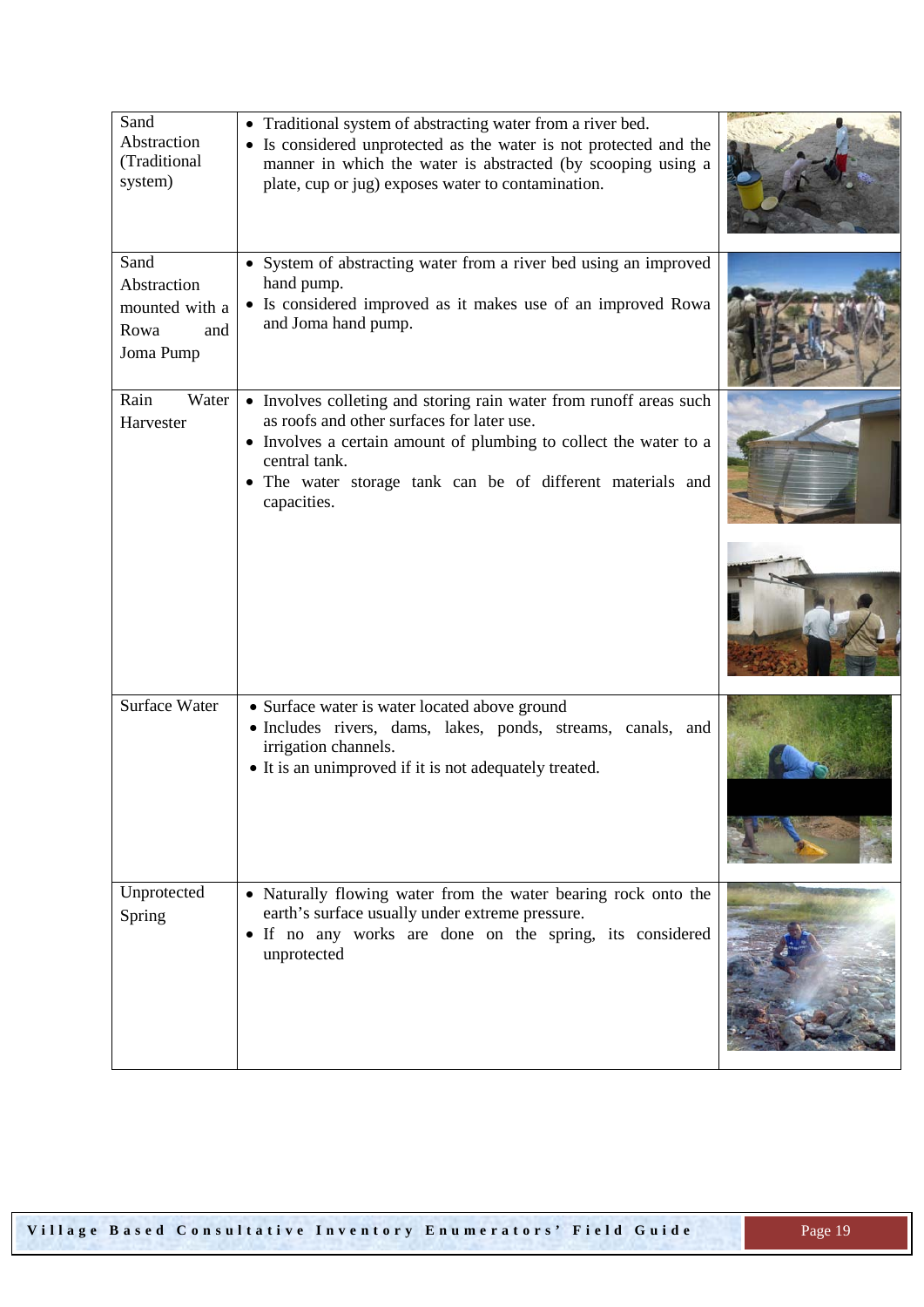| | | |
|---|---|---|
| Sand Abstraction (Traditional system) | • Traditional system of abstracting water from a river bed.<br>• Is considered unprotected as the water is not protected and the manner in which the water is abstracted (by scooping using a plate, cup or jug) exposes water to contamination. | |
| Sand Abstraction mounted with a Rowa and Joma Pump | • System of abstracting water from a river bed using an improved hand pump.<br>• Is considered improved as it makes use of an improved Rowa and Joma hand pump. | |
| Rain Water Harvester | • Involves colleting and storing rain water from runoff areas such as roofs and other surfaces for later use.<br>• Involves a certain amount of plumbing to collect the water to a central tank.<br>• The water storage tank can be of different materials and capacities. | |
| Surface Water | • Surface water is water located above ground<br>• Includes rivers, dams, lakes, ponds, streams, canals, and irrigation channels.<br>• It is an unimproved if it is not adequately treated. | |
| Unprotected Spring | • Naturally flowing water from the water bearing rock onto the earth's surface usually under extreme pressure.<br>• If no any works are done on the spring, its considered unprotected | |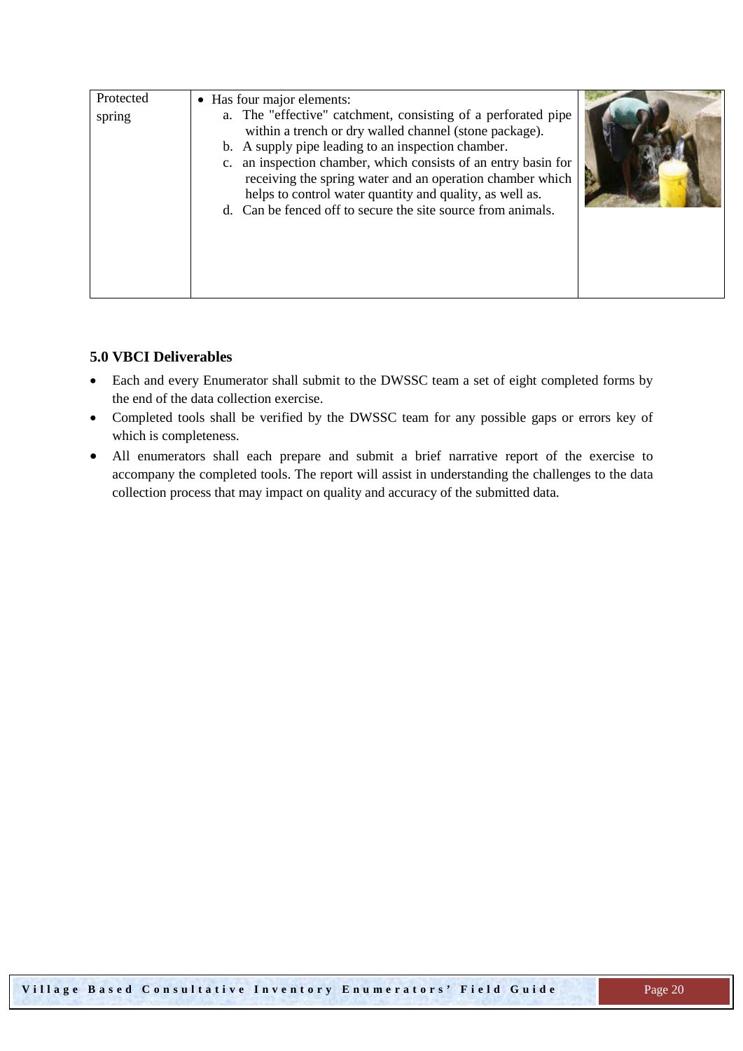| | | |
|---|---|---|
| Protected spring | • Has four major elements:<br>a. The "effective" catchment, consisting of a perforated pipe within a trench or dry walled channel (stone package).<br>b. A supply pipe leading to an inspection chamber.<br>c. an inspection chamber, which consists of an entry basin for receiving the spring water and an operation chamber which helps to control water quantity and quality, as well as.<br>d. Can be fenced off to secure the site source from animals. | |

## 5.0 VBCI Deliverables

- Each and every Enumerator shall submit to the DWSSC team a set of eight completed forms by the end of the data collection exercise.
- Completed tools shall be verified by the DWSSC team for any possible gaps or errors key of which is completeness.
- All enumerators shall each prepare and submit a brief narrative report of the exercise to accompany the completed tools. The report will assist in understanding the challenges to the data collection process that may impact on quality and accuracy of the submitted data.